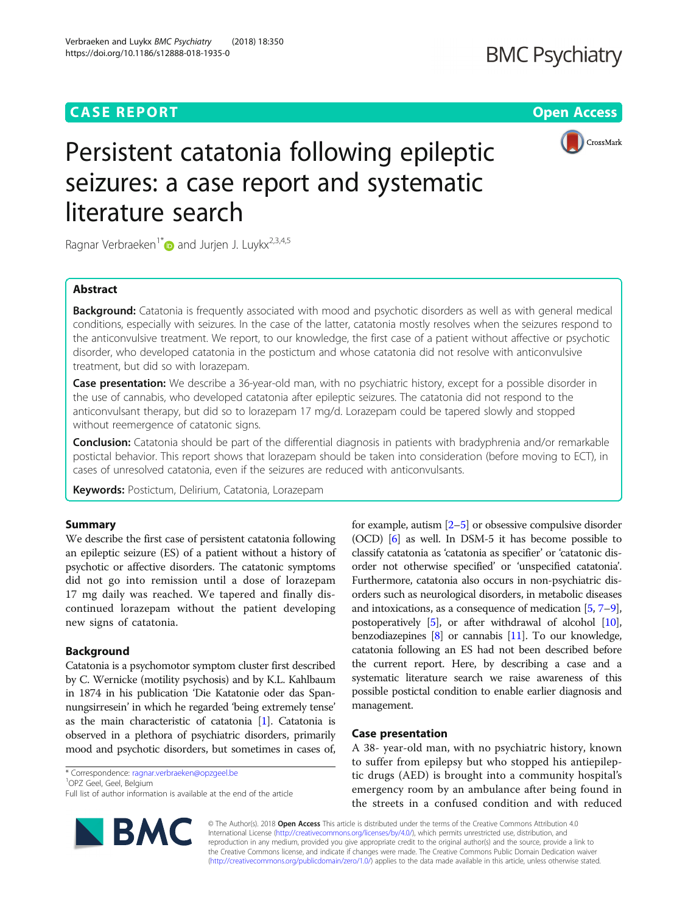# Persistent catatonia following epileptic seizures: a case report and systematic literature search

Ragnar Verbraeken[1*] and Jurjen J. Luykx[2,3,4,5]

## Abstract

**Background:** Catatonia is frequently associated with mood and psychotic disorders as well as with general medical conditions, especially with seizures. In the case of the latter, catatonia mostly resolves when the seizures respond to the anticonvulsive treatment. We report, to our knowledge, the first case of a patient without affective or psychotic disorder, who developed catatonia in the postictum and whose catatonia did not resolve with anticonvulsive treatment, but did so with lorazepam.

**Case presentation:** We describe a 36-year-old man, with no psychiatric history, except for a possible disorder in the use of cannabis, who developed catatonia after epileptic seizures. The catatonia did not respond to the anticonvulsant therapy, but did so to lorazepam 17 mg/d. Lorazepam could be tapered slowly and stopped without reemergence of catatonic signs.

**Conclusion:** Catatonia should be part of the differential diagnosis in patients with bradyphrenia and/or remarkable postictal behavior. This report shows that lorazepam should be taken into consideration (before moving to ECT), in cases of unresolved catatonia, even if the seizures are reduced with anticonvulsants.

**Keywords:** Postictum, Delirium, Catatonia, Lorazepam

## Summary

We describe the first case of persistent catatonia following an epileptic seizure (ES) of a patient without a history of psychotic or affective disorders. The catatonic symptoms did not go into remission until a dose of lorazepam 17 mg daily was reached. We tapered and finally discontinued lorazepam without the patient developing new signs of catatonia.

## Background

Catatonia is a psychomotor symptom cluster first described by C. Wernicke (motility psychosis) and by K.L. Kahlbaum in 1874 in his publication 'Die Katatonie oder das Spannungsirresein' in which he regarded 'being extremely tense' as the main characteristic of catatonia [1]. Catatonia is observed in a plethora of psychiatric disorders, primarily mood and psychotic disorders, but sometimes in cases of, for example, autism [2–5] or obsessive compulsive disorder (OCD) [6] as well. In DSM-5 it has become possible to classify catatonia as 'catatonia as specifier' or 'catatonic disorder not otherwise specified' or 'unspecified catatonia'. Furthermore, catatonia also occurs in non-psychiatric disorders such as neurological disorders, in metabolic diseases and intoxications, as a consequence of medication [5, 7–9], postoperatively [5], or after withdrawal of alcohol [10], benzodiazepines [8] or cannabis [11]. To our knowledge, catatonia following an ES had not been described before the current report. Here, by describing a case and a systematic literature search we raise awareness of this possible postictal condition to enable earlier diagnosis and management.

## Case presentation

A 38- year-old man, with no psychiatric history, known to suffer from epilepsy but who stopped his antiepileptic drugs (AED) is brought into a community hospital's emergency room by an ambulance after being found in the streets in a confused condition and with reduced

\* Correspondence: ragnar.verbraeken@opzgeel.be
[1]OPZ Geel, Geel, Belgium
Full list of author information is available at the end of the article

© The Author(s). 2018 **Open Access** This article is distributed under the terms of the Creative Commons Attribution 4.0 International License (http://creativecommons.org/licenses/by/4.0/), which permits unrestricted use, distribution, and reproduction in any medium, provided you give appropriate credit to the original author(s) and the source, provide a link to the Creative Commons license, and indicate if changes were made. The Creative Commons Public Domain Dedication waiver (http://creativecommons.org/publicdomain/zero/1.0/) applies to the data made available in this article, unless otherwise stated.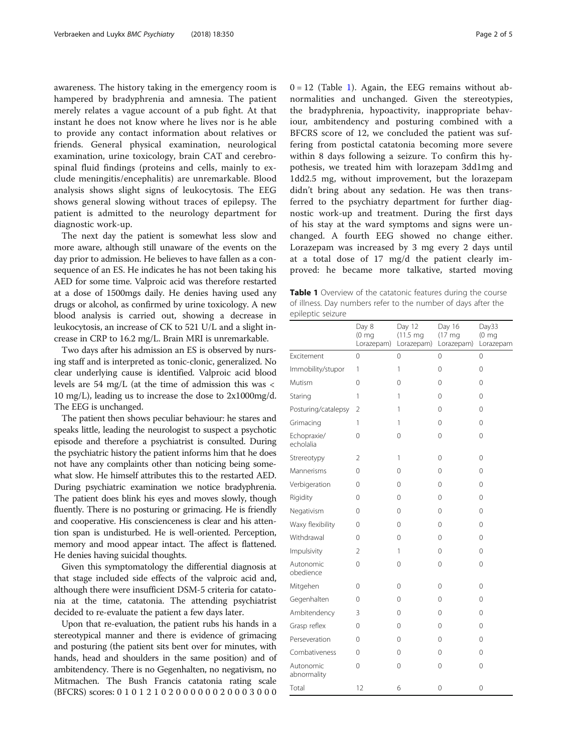awareness. The history taking in the emergency room is hampered by bradyphrenia and amnesia. The patient merely relates a vague account of a pub fight. At that instant he does not know where he lives nor is he able to provide any contact information about relatives or friends. General physical examination, neurological examination, urine toxicology, brain CAT and cerebrospinal fluid findings (proteins and cells, mainly to exclude meningitis/encephalitis) are unremarkable. Blood analysis shows slight signs of leukocytosis. The EEG shows general slowing without traces of epilepsy. The patient is admitted to the neurology department for diagnostic work-up.

The next day the patient is somewhat less slow and more aware, although still unaware of the events on the day prior to admission. He believes to have fallen as a consequence of an ES. He indicates he has not been taking his AED for some time. Valproic acid was therefore restarted at a dose of 1500mgs daily. He denies having used any drugs or alcohol, as confirmed by urine toxicology. A new blood analysis is carried out, showing a decrease in leukocytosis, an increase of CK to 521 U/L and a slight increase in CRP to 16.2 mg/L. Brain MRI is unremarkable.

Two days after his admission an ES is observed by nursing staff and is interpreted as tonic-clonic, generalized. No clear underlying cause is identified. Valproic acid blood levels are 54 mg/L (at the time of admission this was < 10 mg/L), leading us to increase the dose to 2x1000mg/d. The EEG is unchanged.

The patient then shows peculiar behaviour: he stares and speaks little, leading the neurologist to suspect a psychotic episode and therefore a psychiatrist is consulted. During the psychiatric history the patient informs him that he does not have any complaints other than noticing being somewhat slow. He himself attributes this to the restarted AED. During psychiatric examination we notice bradyphrenia. The patient does blink his eyes and moves slowly, though fluently. There is no posturing or grimacing. He is friendly and cooperative. His conscienceness is clear and his attention span is undisturbed. He is well-oriented. Perception, memory and mood appear intact. The affect is flattened. He denies having suicidal thoughts.

Given this symptomatology the differential diagnosis at that stage included side effects of the valproic acid and, although there were insufficient DSM-5 criteria for catatonia at the time, catatonia. The attending psychiatrist decided to re-evaluate the patient a few days later.

Upon that re-evaluation, the patient rubs his hands in a stereotypical manner and there is evidence of grimacing and posturing (the patient sits bent over for minutes, with hands, head and shoulders in the same position) and of ambitendency. There is no Gegenhalten, no negativism, no Mitmachen. The Bush Francis catatonia rating scale (BFCRS) scores: 0 1 0 1 2 1 0 2 0 0 0 0 0 0 2 0 0 0 3 0 0 0 0 = 12 (Table 1). Again, the EEG remains without abnormalities and unchanged. Given the stereotypies, the bradyphrenia, hypoactivity, inappropriate behaviour, ambitendency and posturing combined with a BFCRS score of 12, we concluded the patient was suffering from postictal catatonia becoming more severe within 8 days following a seizure. To confirm this hypothesis, we treated him with lorazepam 3dd1mg and 1dd2.5 mg, without improvement, but the lorazepam didn't bring about any sedation. He was then transferred to the psychiatry department for further diagnostic work-up and treatment. During the first days of his stay at the ward symptoms and signs were unchanged. A fourth EEG showed no change either. Lorazepam was increased by 3 mg every 2 days until at a total dose of 17 mg/d the patient clearly improved: he became more talkative, started moving

**Table 1** Overview of the catatonic features during the course of illness. Day numbers refer to the number of days after the epileptic seizure

| | Day 8 (0 mg Lorazepam) | Day 12 (11.5 mg Lorazepam) | Day 16 (17 mg Lorazepam) | Day33 (0 mg Lorazepam |
|---|---|---|---|---|
| Excitement | 0 | 0 | 0 | 0 |
| Immobility/stupor | 1 | 1 | 0 | 0 |
| Mutism | 0 | 0 | 0 | 0 |
| Staring | 1 | 1 | 0 | 0 |
| Posturing/catalepsy | 2 | 1 | 0 | 0 |
| Grimacing | 1 | 1 | 0 | 0 |
| Echopraxie/ echolalia | 0 | 0 | 0 | 0 |
| Strereotypy | 2 | 1 | 0 | 0 |
| Mannerisms | 0 | 0 | 0 | 0 |
| Verbigeration | 0 | 0 | 0 | 0 |
| Rigidity | 0 | 0 | 0 | 0 |
| Negativism | 0 | 0 | 0 | 0 |
| Waxy flexibility | 0 | 0 | 0 | 0 |
| Withdrawal | 0 | 0 | 0 | 0 |
| Impulsivity | 2 | 1 | 0 | 0 |
| Autonomic obedience | 0 | 0 | 0 | 0 |
| Mitgehen | 0 | 0 | 0 | 0 |
| Gegenhalten | 0 | 0 | 0 | 0 |
| Ambitendency | 3 | 0 | 0 | 0 |
| Grasp reflex | 0 | 0 | 0 | 0 |
| Perseveration | 0 | 0 | 0 | 0 |
| Combativeness | 0 | 0 | 0 | 0 |
| Autonomic abnormality | 0 | 0 | 0 | 0 |
| Total | 12 | 6 | 0 | 0 |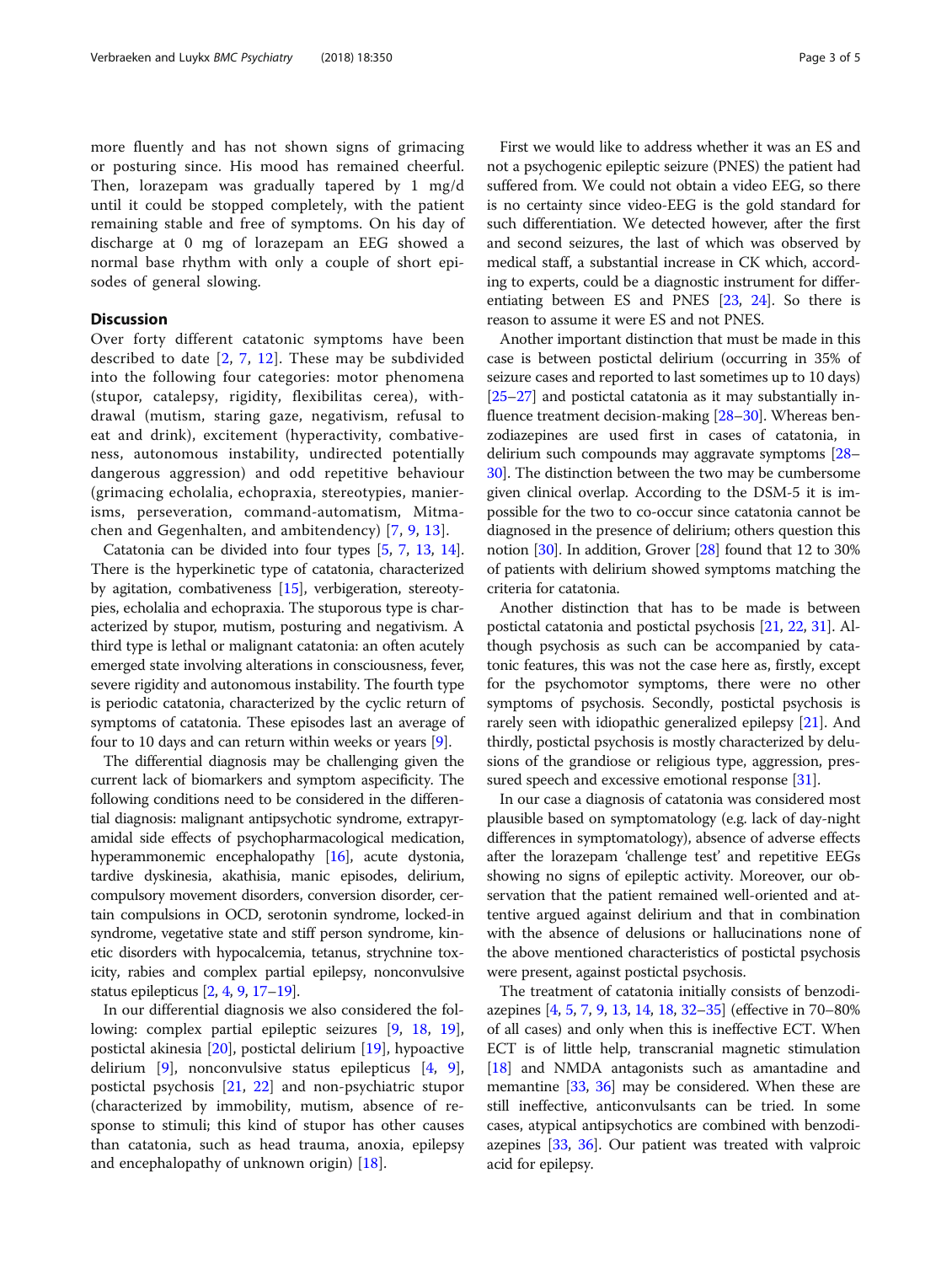more fluently and has not shown signs of grimacing or posturing since. His mood has remained cheerful. Then, lorazepam was gradually tapered by 1 mg/d until it could be stopped completely, with the patient remaining stable and free of symptoms. On his day of discharge at 0 mg of lorazepam an EEG showed a normal base rhythm with only a couple of short episodes of general slowing.

## Discussion

Over forty different catatonic symptoms have been described to date [2, 7, 12]. These may be subdivided into the following four categories: motor phenomena (stupor, catalepsy, rigidity, flexibilitas cerea), withdrawal (mutism, staring gaze, negativism, refusal to eat and drink), excitement (hyperactivity, combativeness, autonomous instability, undirected potentially dangerous aggression) and odd repetitive behaviour (grimacing echolalia, echopraxia, stereotypies, mannerisms, perseveration, command-automatism, Mitmachen and Gegenhalten, and ambitendency) [7, 9, 13].

Catatonia can be divided into four types [5, 7, 13, 14]. There is the hyperkinetic type of catatonia, characterized by agitation, combativeness [15], verbigeration, stereotypies, echolalia and echopraxia. The stuporous type is characterized by stupor, mutism, posturing and negativism. A third type is lethal or malignant catatonia: an often acutely emerged state involving alterations in consciousness, fever, severe rigidity and autonomous instability. The fourth type is periodic catatonia, characterized by the cyclic return of symptoms of catatonia. These episodes last an average of four to 10 days and can return within weeks or years [9].

The differential diagnosis may be challenging given the current lack of biomarkers and symptom aspecificity. The following conditions need to be considered in the differential diagnosis: malignant antipsychotic syndrome, extrapyramidal side effects of psychopharmacological medication, hyperammonemic encephalopathy [16], acute dystonia, tardive dyskinesia, akathisia, manic episodes, delirium, compulsory movement disorders, conversion disorder, certain compulsions in OCD, serotonin syndrome, locked-in syndrome, vegetative state and stiff person syndrome, kinetic disorders with hypocalcemia, tetanus, strychnine toxicity, rabies and complex partial epilepsy, nonconvulsive status epilepticus [2, 4, 9, 17–19].

In our differential diagnosis we also considered the following: complex partial epileptic seizures [9, 18, 19], postictal akinesia [20], postictal delirium [19], hypoactive delirium [9], nonconvulsive status epilepticus [4, 9], postictal psychosis [21, 22] and non-psychiatric stupor (characterized by immobility, mutism, absence of response to stimuli; this kind of stupor has other causes than catatonia, such as head trauma, anoxia, epilepsy and encephalopathy of unknown origin) [18].

First we would like to address whether it was an ES and not a psychogenic epileptic seizure (PNES) the patient had suffered from. We could not obtain a video EEG, so there is no certainty since video-EEG is the gold standard for such differentiation. We detected however, after the first and second seizures, the last of which was observed by medical staff, a substantial increase in CK which, according to experts, could be a diagnostic instrument for differentiating between ES and PNES [23, 24]. So there is reason to assume it were ES and not PNES.

Another important distinction that must be made in this case is between postictal delirium (occurring in 35% of seizure cases and reported to last sometimes up to 10 days) [25–27] and postictal catatonia as it may substantially influence treatment decision-making [28–30]. Whereas benzodiazepines are used first in cases of catatonia, in delirium such compounds may aggravate symptoms [28–30]. The distinction between the two may be cumbersome given clinical overlap. According to the DSM-5 it is impossible for the two to co-occur since catatonia cannot be diagnosed in the presence of delirium; others question this notion [30]. In addition, Grover [28] found that 12 to 30% of patients with delirium showed symptoms matching the criteria for catatonia.

Another distinction that has to be made is between postictal catatonia and postictal psychosis [21, 22, 31]. Although psychosis as such can be accompanied by catatonic features, this was not the case here as, firstly, except for the psychomotor symptoms, there were no other symptoms of psychosis. Secondly, postictal psychosis is rarely seen with idiopathic generalized epilepsy [21]. And thirdly, postictal psychosis is mostly characterized by delusions of the grandiose or religious type, aggression, pressured speech and excessive emotional response [31].

In our case a diagnosis of catatonia was considered most plausible based on symptomatology (e.g. lack of day-night differences in symptomatology), absence of adverse effects after the lorazepam 'challenge test' and repetitive EEGs showing no signs of epileptic activity. Moreover, our observation that the patient remained well-oriented and attentive argued against delirium and that in combination with the absence of delusions or hallucinations none of the above mentioned characteristics of postictal psychosis were present, against postictal psychosis.

The treatment of catatonia initially consists of benzodiazepines [4, 5, 7, 9, 13, 14, 18, 32–35] (effective in 70–80% of all cases) and only when this is ineffective ECT. When ECT is of little help, transcranial magnetic stimulation [18] and NMDA antagonists such as amantadine and memantine [33, 36] may be considered. When these are still ineffective, anticonvulsants can be tried. In some cases, atypical antipsychotics are combined with benzodiazepines [33, 36]. Our patient was treated with valproic acid for epilepsy.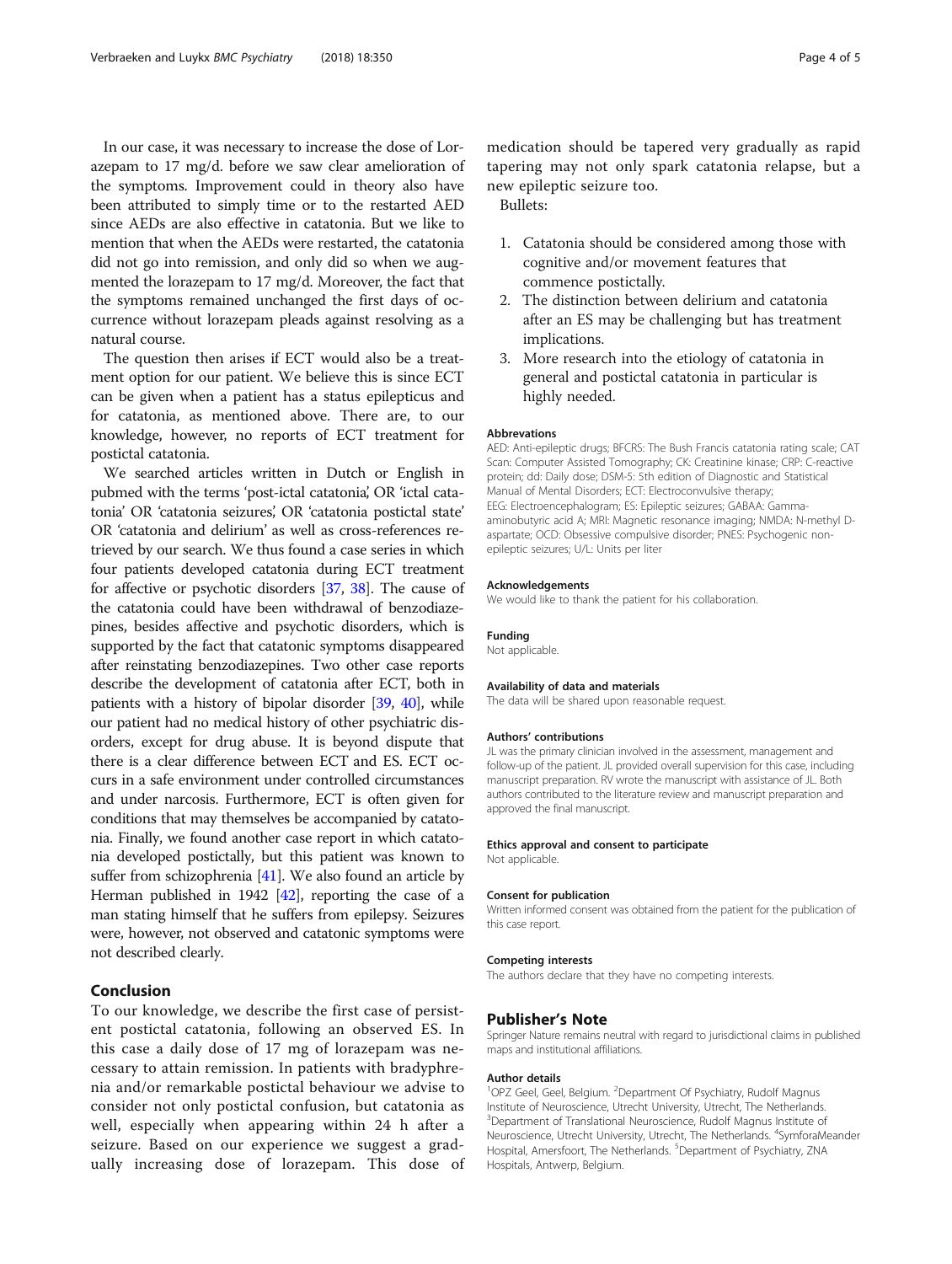In our case, it was necessary to increase the dose of Lorazepam to 17 mg/d. before we saw clear amelioration of the symptoms. Improvement could in theory also have been attributed to simply time or to the restarted AED since AEDs are also effective in catatonia. But we like to mention that when the AEDs were restarted, the catatonia did not go into remission, and only did so when we augmented the lorazepam to 17 mg/d. Moreover, the fact that the symptoms remained unchanged the first days of occurrence without lorazepam pleads against resolving as a natural course.

The question then arises if ECT would also be a treatment option for our patient. We believe this is since ECT can be given when a patient has a status epilepticus and for catatonia, as mentioned above. There are, to our knowledge, however, no reports of ECT treatment for postictal catatonia.

We searched articles written in Dutch or English in pubmed with the terms 'post-ictal catatonia', OR 'ictal catatonia' OR 'catatonia seizures', OR 'catatonia postictal state' OR 'catatonia and delirium' as well as cross-references retrieved by our search. We thus found a case series in which four patients developed catatonia during ECT treatment for affective or psychotic disorders [37, 38]. The cause of the catatonia could have been withdrawal of benzodiazepines, besides affective and psychotic disorders, which is supported by the fact that catatonic symptoms disappeared after reinstating benzodiazepines. Two other case reports describe the development of catatonia after ECT, both in patients with a history of bipolar disorder [39, 40], while our patient had no medical history of other psychiatric disorders, except for drug abuse. It is beyond dispute that there is a clear difference between ECT and ES. ECT occurs in a safe environment under controlled circumstances and under narcosis. Furthermore, ECT is often given for conditions that may themselves be accompanied by catatonia. Finally, we found another case report in which catatonia developed postictally, but this patient was known to suffer from schizophrenia [41]. We also found an article by Herman published in 1942 [42], reporting the case of a man stating himself that he suffers from epilepsy. Seizures were, however, not observed and catatonic symptoms were not described clearly.

## Conclusion

To our knowledge, we describe the first case of persistent postictal catatonia, following an observed ES. In this case a daily dose of 17 mg of lorazepam was necessary to attain remission. In patients with bradyphrenia and/or remarkable postictal behaviour we advise to consider not only postictal confusion, but catatonia as well, especially when appearing within 24 h after a seizure. Based on our experience we suggest a gradually increasing dose of lorazepam. This dose of medication should be tapered very gradually as rapid tapering may not only spark catatonia relapse, but a new epileptic seizure too.

Bullets:

1. Catatonia should be considered among those with cognitive and/or movement features that commence postictally.
2. The distinction between delirium and catatonia after an ES may be challenging but has treatment implications.
3. More research into the etiology of catatonia in general and postictal catatonia in particular is highly needed.

#### Abbrevations

AED: Anti-epileptic drugs; BFCRS: The Bush Francis catatonia rating scale; CAT Scan: Computer Assisted Tomography; CK: Creatinine kinase; CRP: C-reactive protein; dd: Daily dose; DSM-5: 5th edition of Diagnostic and Statistical Manual of Mental Disorders; ECT: Electroconvulsive therapy; EEG: Electroencephalogram; ES: Epileptic seizures; GABAA: Gamma-aminobutyric acid A; MRI: Magnetic resonance imaging; NMDA: N-methyl D-aspartate; OCD: Obsessive compulsive disorder; PNES: Psychogenic non-epileptic seizures; U/L: Units per liter

#### Acknowledgements

We would like to thank the patient for his collaboration.

#### Funding

Not applicable.

#### Availability of data and materials

The data will be shared upon reasonable request.

#### Authors' contributions

JL was the primary clinician involved in the assessment, management and follow-up of the patient. JL provided overall supervision for this case, including manuscript preparation. RV wrote the manuscript with assistance of JL. Both authors contributed to the literature review and manuscript preparation and approved the final manuscript.

#### Ethics approval and consent to participate

Not applicable.

#### Consent for publication

Written informed consent was obtained from the patient for the publication of this case report.

#### Competing interests

The authors declare that they have no competing interests.

## Publisher's Note

Springer Nature remains neutral with regard to jurisdictional claims in published maps and institutional affiliations.

#### Author details

[1]OPZ Geel, Geel, Belgium. [2]Department Of Psychiatry, Rudolf Magnus Institute of Neuroscience, Utrecht University, Utrecht, The Netherlands. [3]Department of Translational Neuroscience, Rudolf Magnus Institute of Neuroscience, Utrecht University, Utrecht, The Netherlands. [4]SymforaMeander Hospital, Amersfoort, The Netherlands. [5]Department of Psychiatry, ZNA Hospitals, Antwerp, Belgium.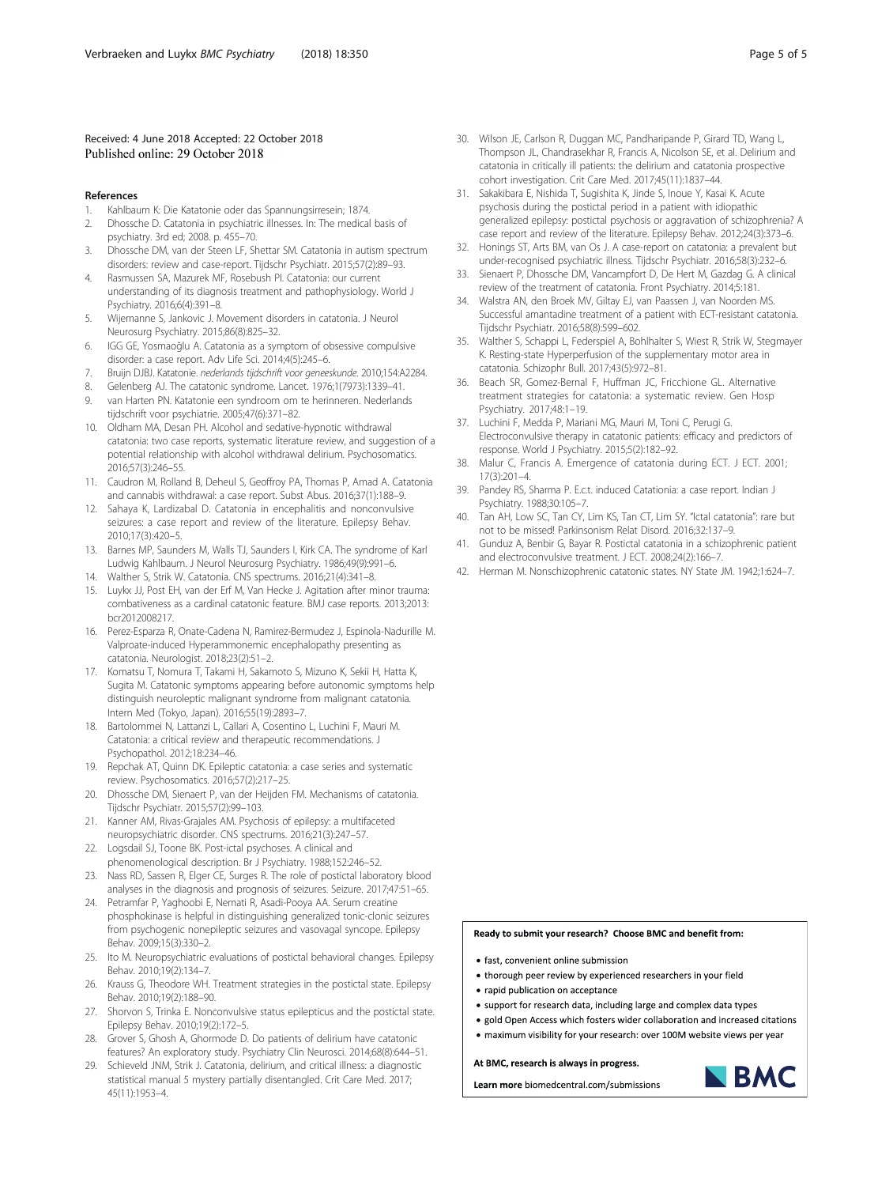Received: 4 June 2018 Accepted: 22 October 2018
Published online: 29 October 2018

## References

1. Kahlbaum K: Die Katatonie oder das Spannungsirresein; 1874.
2. Dhossche D. Catatonia in psychiatric illnesses. In: The medical basis of psychiatry. 3rd ed; 2008. p. 455–70.
3. Dhossche DM, van der Steen LF, Shettar SM. Catatonia in autism spectrum disorders: review and case-report. Tijdschr Psychiatr. 2015;57(2):89–93.
4. Rasmussen SA, Mazurek MF, Rosebush PI. Catatonia: our current understanding of its diagnosis treatment and pathophysiology. World J Psychiatry. 2016;6(4):391–8.
5. Wijemanne S, Jankovic J. Movement disorders in catatonia. J Neurol Neurosurg Psychiatry. 2015;86(8):825–32.
6. IGG GE, Yosmaoğlu A. Catatonia as a symptom of obsessive compulsive disorder: a case report. Adv Life Sci. 2014;4(5):245–6.
7. Bruijn DJBJ. Katatonie. *nederlands tijdschrift voor geneeskunde*. 2010;154:A2284.
8. Gelenberg AJ. The catatonic syndrome. Lancet. 1976;1(7973):1339–41.
9. van Harten PN. Katatonie een syndroom om te herinneren. Nederlands tijdschrift voor psychiatrie. 2005;47(6):371–82.
10. Oldham MA, Desan PH. Alcohol and sedative-hypnotic withdrawal catatonia: two case reports, systematic literature review, and suggestion of a potential relationship with alcohol withdrawal delirium. Psychosomatics. 2016;57(3):246–55.
11. Caudron M, Rolland B, Deheul S, Geoffroy PA, Thomas P, Amad A. Catatonia and cannabis withdrawal: a case report. Subst Abus. 2016;37(1):188–9.
12. Sahaya K, Lardizabal D. Catatonia in encephalitis and nonconvulsive seizures: a case report and review of the literature. Epilepsy Behav. 2010;17(3):420–5.
13. Barnes MP, Saunders M, Walls TJ, Saunders I, Kirk CA. The syndrome of Karl Ludwig Kahlbaum. J Neurol Neurosurg Psychiatry. 1986;49(9):991–6.
14. Walther S, Strik W. Catatonia. CNS spectrums. 2016;21(4):341–8.
15. Luykx JJ, Post EH, van der Erf M, Van Hecke J. Agitation after minor trauma: combativeness as a cardinal catatonic feature. BMJ case reports. 2013;2013: bcr2012008217.
16. Perez-Esparza R, Onate-Cadena N, Ramirez-Bermudez J, Espinola-Nadurille M. Valproate-induced Hyperammonemic encephalopathy presenting as catatonia. Neurologist. 2018;23(2):51–2.
17. Komatsu T, Nomura T, Takami H, Sakamoto S, Mizuno K, Sekii H, Hatta K, Sugita M. Catatonic symptoms appearing before autonomic symptoms help distinguish neuroleptic malignant syndrome from malignant catatonia. Intern Med (Tokyo, Japan). 2016;55(19):2893–7.
18. Bartolommei N, Lattanzi L, Callari A, Cosentino L, Luchini F, Mauri M. Catatonia: a critical review and therapeutic recommendations. J Psychopathol. 2012;18:234–46.
19. Repchak AT, Quinn DK. Epileptic catatonia: a case series and systematic review. Psychosomatics. 2016;57(2):217–25.
20. Dhossche DM, Sienaert P, van der Heijden FM. Mechanisms of catatonia. Tijdschr Psychiatr. 2015;57(2):99–103.
21. Kanner AM, Rivas-Grajales AM. Psychosis of epilepsy: a multifaceted neuropsychiatric disorder. CNS spectrums. 2016;21(3):247–57.
22. Logsdail SJ, Toone BK. Post-ictal psychoses. A clinical and phenomenological description. Br J Psychiatry. 1988;152:246–52.
23. Nass RD, Sassen R, Elger CE, Surges R. The role of postictal laboratory blood analyses in the diagnosis and prognosis of seizures. Seizure. 2017;47:51–65.
24. Petramfar P, Yaghoobi E, Nemati R, Asadi-Pooya AA. Serum creatine phosphokinase is helpful in distinguishing generalized tonic-clonic seizures from psychogenic nonepileptic seizures and vasovagal syncope. Epilepsy Behav. 2009;15(3):330–2.
25. Ito M. Neuropsychiatric evaluations of postictal behavioral changes. Epilepsy Behav. 2010;19(2):134–7.
26. Krauss G, Theodore WH. Treatment strategies in the postictal state. Epilepsy Behav. 2010;19(2):188–90.
27. Shorvon S, Trinka E. Nonconvulsive status epilepticus and the postictal state. Epilepsy Behav. 2010;19(2):172–5.
28. Grover S, Ghosh A, Ghormode D. Do patients of delirium have catatonic features? An exploratory study. Psychiatry Clin Neurosci. 2014;68(8):644–51.
29. Schieveld JNM, Strik J. Catatonia, delirium, and critical illness: a diagnostic statistical manual 5 mystery partially disentangled. Crit Care Med. 2017; 45(11):1953–4.
30. Wilson JE, Carlson R, Duggan MC, Pandharipande P, Girard TD, Wang L, Thompson JL, Chandrasekhar R, Francis A, Nicolson SE, et al. Delirium and catatonia in critically ill patients: the delirium and catatonia prospective cohort investigation. Crit Care Med. 2017;45(11):1837–44.
31. Sakakibara E, Nishida T, Sugishita K, Jinde S, Inoue Y, Kasai K. Acute psychosis during the postictal period in a patient with idiopathic generalized epilepsy: postictal psychosis or aggravation of schizophrenia? A case report and review of the literature. Epilepsy Behav. 2012;24(3):373–6.
32. Honings ST, Arts BM, van Os J. A case-report on catatonia: a prevalent but under-recognised psychiatric illness. Tijdschr Psychiatr. 2016;58(3):232–6.
33. Sienaert P, Dhossche DM, Vancampfort D, De Hert M, Gazdag G. A clinical review of the treatment of catatonia. Front Psychiatry. 2014;5:181.
34. Walstra AN, den Broek MV, Giltay EJ, van Paassen J, van Noorden MS. Successful amantadine treatment of a patient with ECT-resistant catatonia. Tijdschr Psychiatr. 2016;58(8):599–602.
35. Walther S, Schappi L, Federspiel A, Bohlhalter S, Wiest R, Strik W, Stegmayer K. Resting-state Hyperperfusion of the supplementary motor area in catatonia. Schizophr Bull. 2017;43(5):972–81.
36. Beach SR, Gomez-Bernal F, Huffman JC, Fricchione GL. Alternative treatment strategies for catatonia: a systematic review. Gen Hosp Psychiatry. 2017;48:1–19.
37. Luchini F, Medda P, Mariani MG, Mauri M, Toni C, Perugi G. Electroconvulsive therapy in catatonic patients: efficacy and predictors of response. World J Psychiatry. 2015;5(2):182–92.
38. Malur C, Francis A. Emergence of catatonia during ECT. J ECT. 2001; 17(3):201–4.
39. Pandey RS, Sharma P. E.c.t. induced Catationia: a case report. Indian J Psychiatry. 1988;30:105–7.
40. Tan AH, Low SC, Tan CY, Lim KS, Tan CT, Lim SY. "Ictal catatonia": rare but not to be missed! Parkinsonism Relat Disord. 2016;32:137–9.
41. Gunduz A, Benbir G, Bayar R. Postictal catatonia in a schizophrenic patient and electroconvulsive treatment. J ECT. 2008;24(2):166–7.
42. Herman M. Nonschizophrenic catatonic states. NY State JM. 1942;1:624–7.

**Ready to submit your research? Choose BMC and benefit from:**

- fast, convenient online submission
- thorough peer review by experienced researchers in your field
- rapid publication on acceptance
- support for research data, including large and complex data types
- gold Open Access which fosters wider collaboration and increased citations
- maximum visibility for your research: over 100M website views per year

**At BMC, research is always in progress.**

**Learn more** biomedcentral.com/submissions

BMC